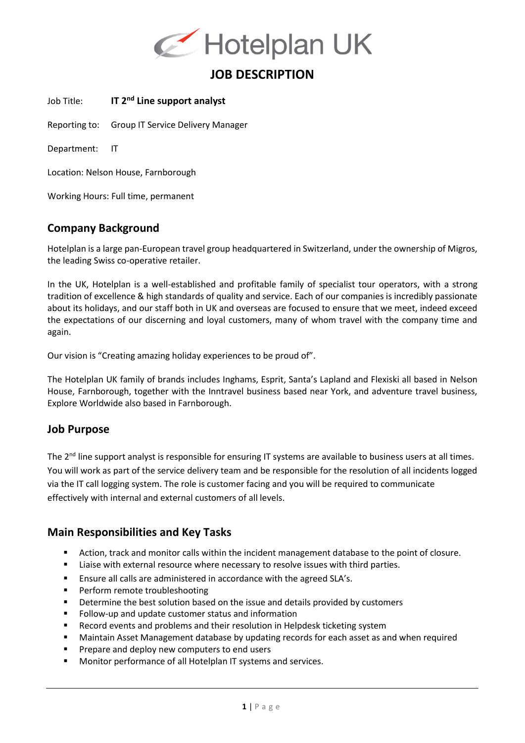# Hotelplan UK

# JOB DESCRIPTION

Job Title: **IT 2nd Line support analyst**

Reporting to: Group IT Service Delivery Manager

Department: IT

Location: Nelson House, Farnborough

Working Hours: Full time, permanent

## Company Background

Hotelplan is a large pan-European travel group headquartered in Switzerland, under the ownership of Migros, the leading Swiss co-operative retailer.

In the UK, Hotelplan is a well-established and profitable family of specialist tour operators, with a strong tradition of excellence & high standards of quality and service. Each of our companies is incredibly passionate about its holidays, and our staff both in UK and overseas are focused to ensure that we meet, indeed exceed the expectations of our discerning and loyal customers, many of whom travel with the company time and again.

Our vision is "Creating amazing holiday experiences to be proud of".

The Hotelplan UK family of brands includes Inghams, Esprit, Santa's Lapland and Flexiski all based in Nelson House, Farnborough, together with the Inntravel business based near York, and adventure travel business, Explore Worldwide also based in Farnborough.

## Job Purpose

The 2nd line support analyst is responsible for ensuring IT systems are available to business users at all times. You will work as part of the service delivery team and be responsible for the resolution of all incidents logged via the IT call logging system. The role is customer facing and you will be required to communicate effectively with internal and external customers of all levels.

## Main Responsibilities and Key Tasks

- Action, track and monitor calls within the incident management database to the point of closure.
- Liaise with external resource where necessary to resolve issues with third parties.
- Ensure all calls are administered in accordance with the agreed SLA's.
- Perform remote troubleshooting
- Determine the best solution based on the issue and details provided by customers
- Follow-up and update customer status and information
- Record events and problems and their resolution in Helpdesk ticketing system
- Maintain Asset Management database by updating records for each asset as and when required
- Prepare and deploy new computers to end users
- Monitor performance of all Hotelplan IT systems and services.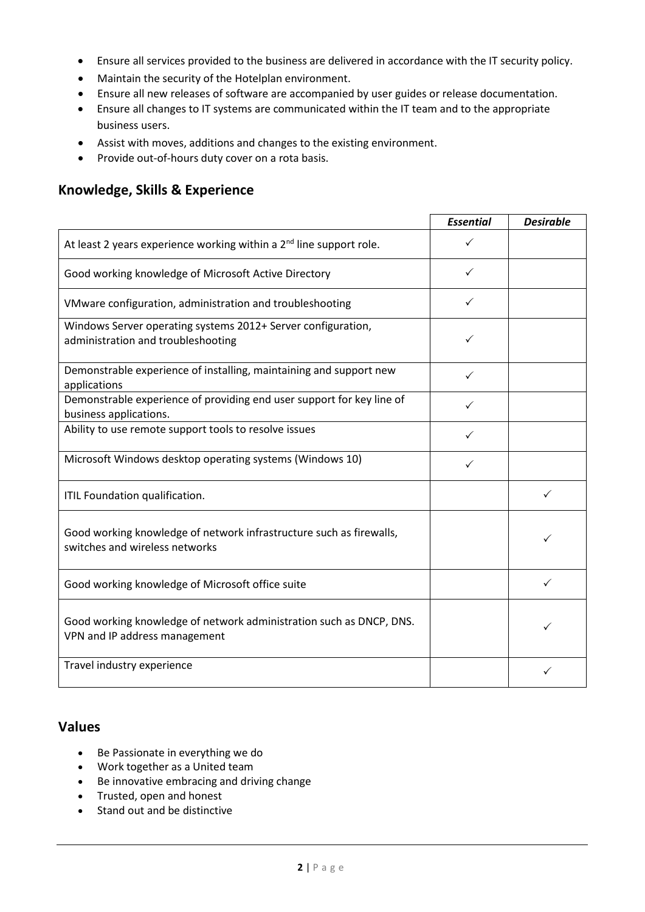- Ensure all services provided to the business are delivered in accordance with the IT security policy.
- Maintain the security of the Hotelplan environment.
- Ensure all new releases of software are accompanied by user guides or release documentation.
- Ensure all changes to IT systems are communicated within the IT team and to the appropriate business users.
- Assist with moves, additions and changes to the existing environment.
- Provide out-of-hours duty cover on a rota basis.

## Knowledge, Skills & Experience

| | *Essential* | *Desirable* |
|---|---|---|
| At least 2 years experience working within a 2nd line support role. | ✓ | |
| Good working knowledge of Microsoft Active Directory | ✓ | |
| VMware configuration, administration and troubleshooting | ✓ | |
| Windows Server operating systems 2012+ Server configuration, administration and troubleshooting | ✓ | |
| Demonstrable experience of installing, maintaining and support new applications | ✓ | |
| Demonstrable experience of providing end user support for key line of business applications. | ✓ | |
| Ability to use remote support tools to resolve issues | ✓ | |
| Microsoft Windows desktop operating systems (Windows 10) | ✓ | |
| ITIL Foundation qualification. | | ✓ |
| Good working knowledge of network infrastructure such as firewalls, switches and wireless networks | | ✓ |
| Good working knowledge of Microsoft office suite | | ✓ |
| Good working knowledge of network administration such as DNCP, DNS. VPN and IP address management | | ✓ |
| Travel industry experience | | ✓ |

## Values

- Be Passionate in everything we do
- Work together as a United team
- Be innovative embracing and driving change
- Trusted, open and honest
- Stand out and be distinctive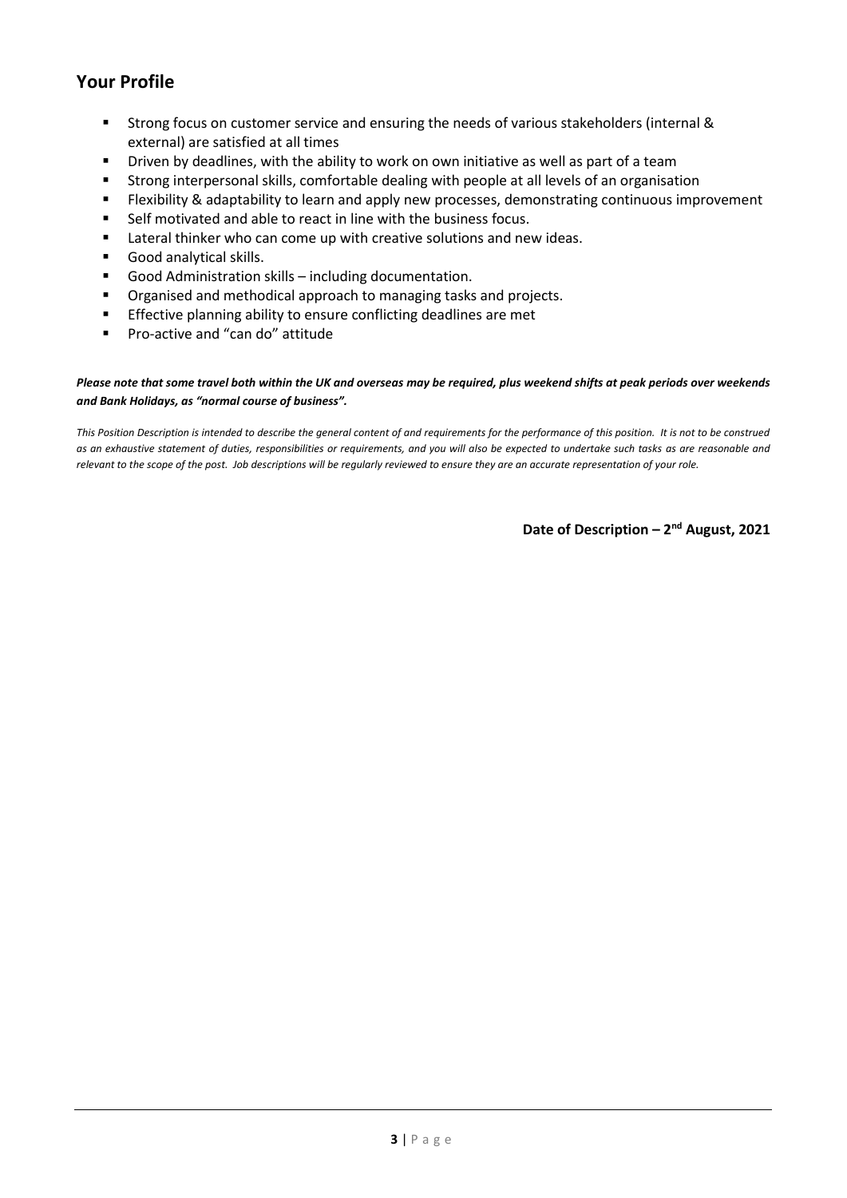## Your Profile

- Strong focus on customer service and ensuring the needs of various stakeholders (internal & external) are satisfied at all times
- Driven by deadlines, with the ability to work on own initiative as well as part of a team
- Strong interpersonal skills, comfortable dealing with people at all levels of an organisation
- Flexibility & adaptability to learn and apply new processes, demonstrating continuous improvement
- Self motivated and able to react in line with the business focus.
- Lateral thinker who can come up with creative solutions and new ideas.
- Good analytical skills.
- Good Administration skills – including documentation.
- Organised and methodical approach to managing tasks and projects.
- Effective planning ability to ensure conflicting deadlines are met
- Pro-active and "can do" attitude

***Please note that some travel both within the UK and overseas may be required, plus weekend shifts at peak periods over weekends and Bank Holidays, as "normal course of business".***

*This Position Description is intended to describe the general content of and requirements for the performance of this position. It is not to be construed as an exhaustive statement of duties, responsibilities or requirements, and you will also be expected to undertake such tasks as are reasonable and relevant to the scope of the post. Job descriptions will be regularly reviewed to ensure they are an accurate representation of your role.*

**Date of Description – 2nd August, 2021**